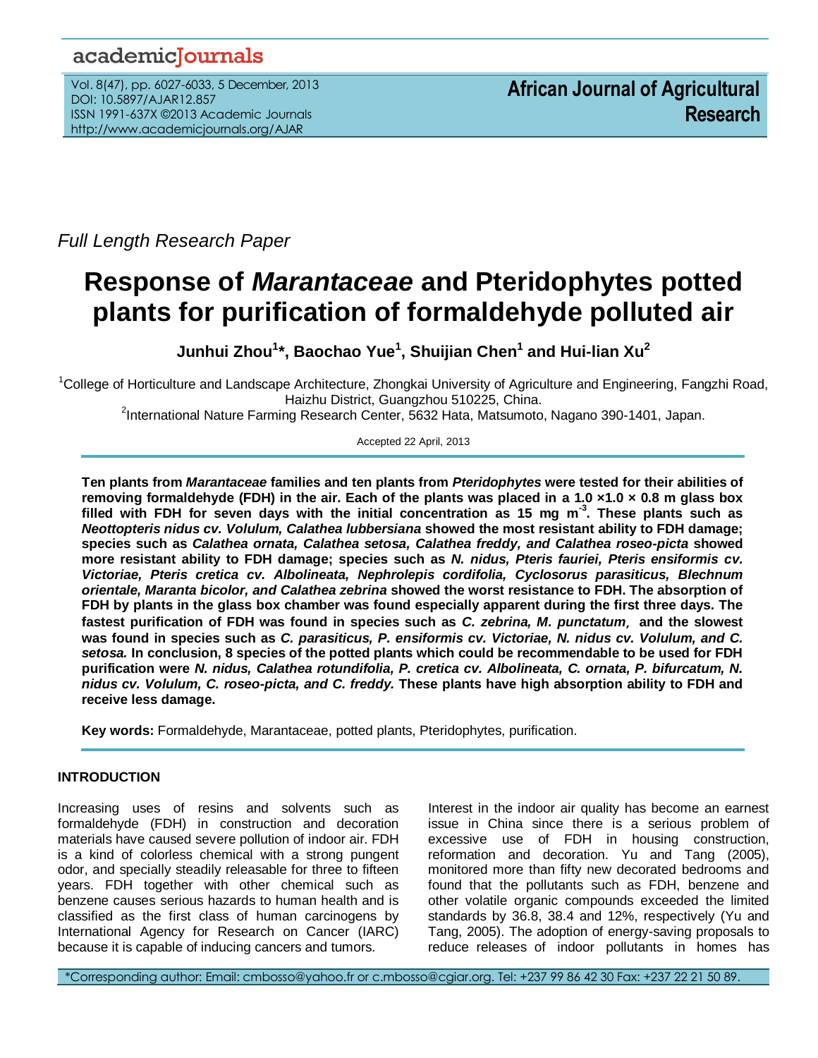Full Length Research Paper

# Response of *Marantaceae* and Pteridophytes potted plants for purification of formaldehyde polluted air

**Junhui Zhou[1]*, Baochao Yue[1], Shuijian Chen[1] and Hui-lian Xu[2]**

[1]College of Horticulture and Landscape Architecture, Zhongkai University of Agriculture and Engineering, Fangzhi Road, Haizhu District, Guangzhou 510225, China.

[2]International Nature Farming Research Center, 5632 Hata, Matsumoto, Nagano 390-1401, Japan.

Accepted 22 April, 2013

**Ten plants from *Marantaceae* families and ten plants from *Pteridophytes* were tested for their abilities of removing formaldehyde (FDH) in the air. Each of the plants was placed in a 1.0 ×1.0 × 0.8 m glass box filled with FDH for seven days with the initial concentration as 15 mg m$^{-3}$. These plants such as *Neottopteris nidus cv. Volulum, Calathea lubbersiana* showed the most resistant ability to FDH damage; species such as *Calathea ornata, Calathea setosa, Calathea freddy, and Calathea roseo-picta* showed more resistant ability to FDH damage; species such as *N. nidus, Pteris fauriei, Pteris ensiformis cv. Victoriae, Pteris cretica cv. Albolineata, Nephrolepis cordifolia, Cyclosorus parasiticus, Blechnum orientale, Maranta bicolor, and Calathea zebrina* showed the worst resistance to FDH. The absorption of FDH by plants in the glass box chamber was found especially apparent during the first three days. The fastest purification of FDH was found in species such as *C. zebrina, M. punctatum*, and the slowest was found in species such as *C. parasiticus, P. ensiformis cv. Victoriae, N. nidus cv. Volulum, and C. setosa.* In conclusion, 8 species of the potted plants which could be recommendable to be used for FDH purification were *N. nidus, Calathea rotundifolia, P. cretica cv. Albolineata, C. ornata, P. bifurcatum, N. nidus cv. Volulum, C. roseo-picta, and C. freddy.* These plants have high absorption ability to FDH and receive less damage.**

**Key words:** Formaldehyde, Marantaceae, potted plants, Pteridophytes, purification.

## INTRODUCTION

Increasing uses of resins and solvents such as formaldehyde (FDH) in construction and decoration materials have caused severe pollution of indoor air. FDH is a kind of colorless chemical with a strong pungent odor, and specially steadily releasable for three to fifteen years. FDH together with other chemical such as benzene causes serious hazards to human health and is classified as the first class of human carcinogens by International Agency for Research on Cancer (IARC) because it is capable of inducing cancers and tumors.

Interest in the indoor air quality has become an earnest issue in China since there is a serious problem of excessive use of FDH in housing construction, reformation and decoration. Yu and Tang (2005), monitored more than fifty new decorated bedrooms and found that the pollutants such as FDH, benzene and other volatile organic compounds exceeded the limited standards by 36.8, 38.4 and 12%, respectively (Yu and Tang, 2005). The adoption of energy-saving proposals to reduce releases of indoor pollutants in homes has

*Corresponding author: Email: cmbosso@yahoo.fr or c.mbosso@cgiar.org. Tel: +237 99 86 42 30 Fax: +237 22 21 50 89.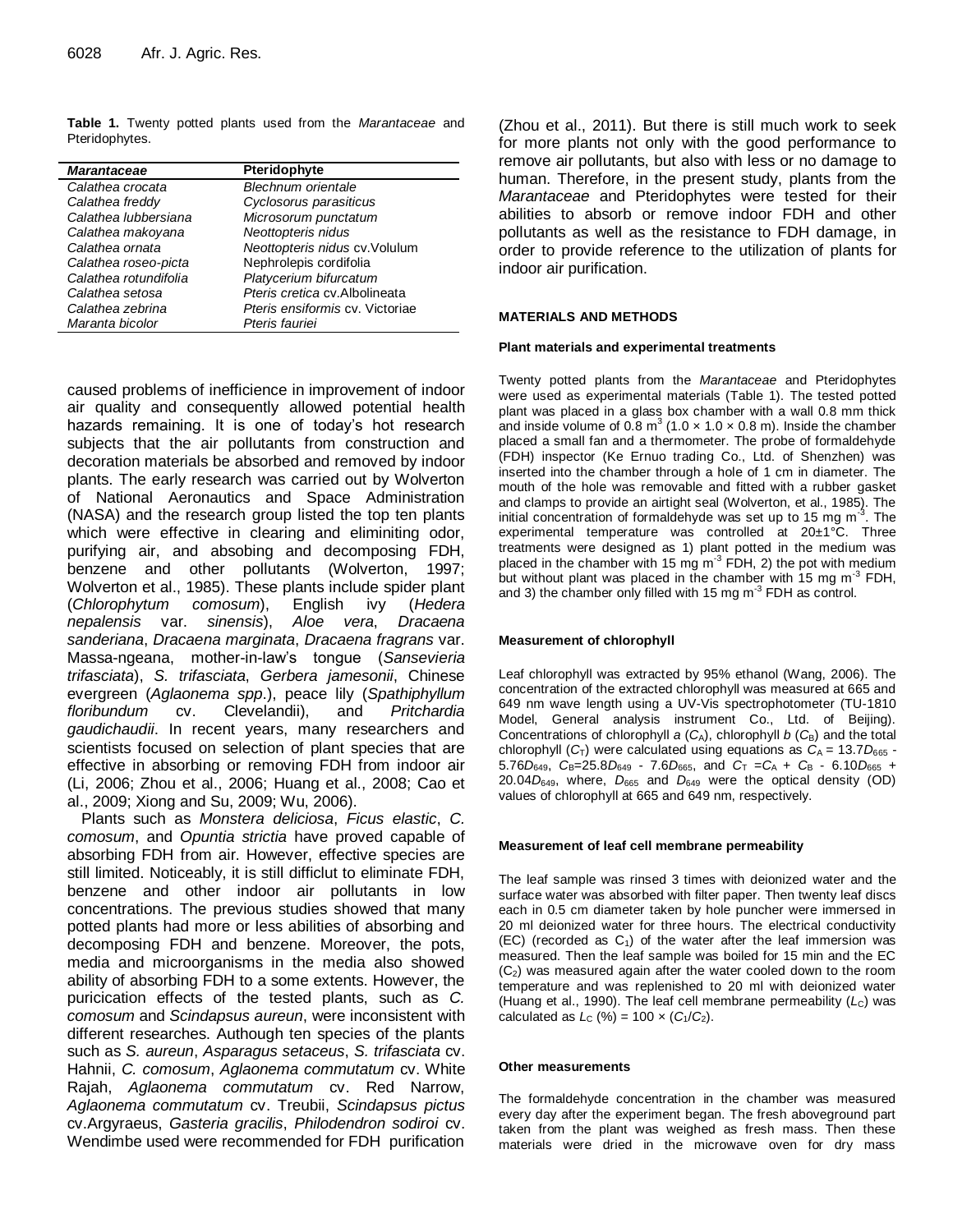**Table 1.** Twenty potted plants used from the *Marantaceae* and Pteridophytes.

| *Marantaceae* | Pteridophyte |
|---|---|
| *Calathea crocata* | *Blechnum orientale* |
| *Calathea freddy* | *Cyclosorus parasiticus* |
| *Calathea lubbersiana* | *Microsorum punctatum* |
| *Calathea makoyana* | *Neottopteris nidus* |
| *Calathea ornata* | *Neottopteris nidus* cv.Volulum |
| *Calathea roseo-picta* | Nephrolepis cordifolia |
| *Calathea rotundifolia* | *Platycerium bifurcatum* |
| *Calathea setosa* | *Pteris cretica* cv.Albolineata |
| *Calathea zebrina* | *Pteris ensiformis* cv. Victoriae |
| *Maranta bicolor* | *Pteris fauriei* |

caused problems of inefficience in improvement of indoor air quality and consequently allowed potential health hazards remaining. It is one of today's hot research subjects that the air pollutants from construction and decoration materials be absorbed and removed by indoor plants. The early research was carried out by Wolverton of National Aeronautics and Space Administration (NASA) and the research group listed the top ten plants which were effective in clearing and eliminiting odor, purifying air, and absobing and decomposing FDH, benzene and other pollutants (Wolverton, 1997; Wolverton et al., 1985). These plants include spider plant (*Chlorophytum comosum*), English ivy (*Hedera nepalensis* var. *sinensis*), *Aloe vera*, *Dracaena sanderiana*, *Dracaena marginata*, *Dracaena fragrans* var. Massa-ngeana, mother-in-law's tongue (*Sansevieria trifasciata*), *S. trifasciata*, *Gerbera jamesonii*, Chinese evergreen (*Aglaonema spp*.), peace lily (*Spathiphyllum floribundum* cv. Clevelandii), and *Pritchardia gaudichaudii*. In recent years, many researchers and scientists focused on selection of plant species that are effective in absorbing or removing FDH from indoor air (Li, 2006; Zhou et al., 2006; Huang et al., 2008; Cao et al., 2009; Xiong and Su, 2009; Wu, 2006).

Plants such as *Monstera deliciosa*, *Ficus elastic*, *C. comosum*, and *Opuntia strictia* have proved capable of absorbing FDH from air. However, effective species are still limited. Noticeably, it is still difficlut to eliminate FDH, benzene and other indoor air pollutants in low concentrations. The previous studies showed that many potted plants had more or less abilities of absorbing and decomposing FDH and benzene. Moreover, the pots, media and microorganisms in the media also showed ability of absorbing FDH to a some extents. However, the puricication effects of the tested plants, such as *C. comosum* and *Scindapsus aureun*, were inconsistent with different researches. Authough ten species of the plants such as *S. aureun*, *Asparagus setaceus*, *S. trifasciata* cv. Hahnii, *C. comosum*, *Aglaonema commutatum* cv. White Rajah, *Aglaonema commutatum* cv. Red Narrow, *Aglaonema commutatum* cv. Treubii, *Scindapsus pictus* cv.Argyraeus, *Gasteria gracilis*, *Philodendron sodiroi* cv. Wendimbe used were recommended for FDH purification (Zhou et al., 2011). But there is still much work to seek for more plants not only with the good performance to remove air pollutants, but also with less or no damage to human. Therefore, in the present study, plants from the *Marantaceae* and Pteridophytes were tested for their abilities to absorb or remove indoor FDH and other pollutants as well as the resistance to FDH damage, in order to provide reference to the utilization of plants for indoor air purification.

## MATERIALS AND METHODS

### Plant materials and experimental treatments

Twenty potted plants from the *Marantaceae* and Pteridophytes were used as experimental materials (Table 1). The tested potted plant was placed in a glass box chamber with a wall 0.8 mm thick and inside volume of 0.8 $m^3$ (1.0 × 1.0 × 0.8 m). Inside the chamber placed a small fan and a thermometer. The probe of formaldehyde (FDH) inspector (Ke Ernuo trading Co., Ltd. of Shenzhen) was inserted into the chamber through a hole of 1 cm in diameter. The mouth of the hole was removable and fitted with a rubber gasket and clamps to provide an airtight seal (Wolverton, et al., 1985). The initial concentration of formaldehyde was set up to 15 mg $m^{-3}$. The experimental temperature was controlled at 20±1°C. Three treatments were designed as 1) plant potted in the medium was placed in the chamber with 15 mg $m^{-3}$ FDH, 2) the pot with medium but without plant was placed in the chamber with 15 mg $m^{-3}$ FDH, and 3) the chamber only filled with 15 mg $m^{-3}$ FDH as control.

### Measurement of chlorophyll

Leaf chlorophyll was extracted by 95% ethanol (Wang, 2006). The concentration of the extracted chlorophyll was measured at 665 and 649 nm wave length using a UV-Vis spectrophotometer (TU-1810 Model, General analysis instrument Co., Ltd. of Beijing). Concentrations of chlorophyll *a* ($C_A$), chlorophyll *b* ($C_B$) and the total chlorophyll ($C_T$) were calculated using equations as $C_A = 13.7D_{665} - 5.76D_{649}$, $C_B = 25.8D_{649} - 7.6D_{665}$, and $C_T = C_A + C_B - 6.10D_{665} + 20.04D_{649}$, where, $D_{665}$ and $D_{649}$ were the optical density (OD) values of chlorophyll at 665 and 649 nm, respectively.

### Measurement of leaf cell membrane permeability

The leaf sample was rinsed 3 times with deionized water and the surface water was absorbed with filter paper. Then twenty leaf discs each in 0.5 cm diameter taken by hole puncher were immersed in 20 ml deionized water for three hours. The electrical conductivity (EC) (recorded as $C_1$) of the water after the leaf immersion was measured. Then the leaf sample was boiled for 15 min and the EC ($C_2$) was measured again after the water cooled down to the room temperature and was replenished to 20 ml with deionized water (Huang et al., 1990). The leaf cell membrane permeability ($L_C$) was calculated as $L_C$ (%) = 100 × ($C_1/C_2$).

### Other measurements

The formaldehyde concentration in the chamber was measured every day after the experiment began. The fresh aboveground part taken from the plant was weighed as fresh mass. Then these materials were dried in the microwave oven for dry mass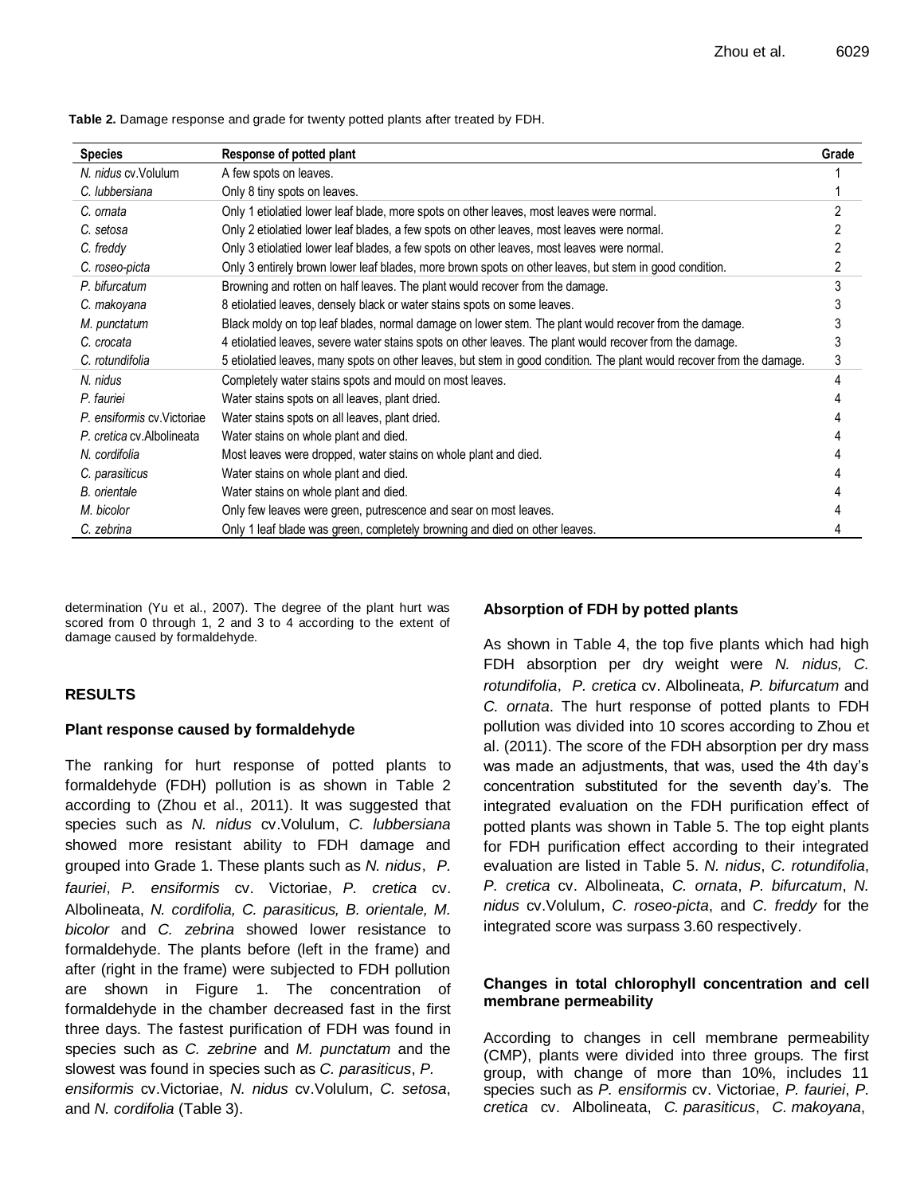**Table 2.** Damage response and grade for twenty potted plants after treated by FDH.

| Species | Response of potted plant | Grade |
|---|---|---|
| *N. nidus* cv.Volulum | A few spots on leaves. | 1 |
| *C. lubbersiana* | Only 8 tiny spots on leaves. | 1 |
| *C. ornata* | Only 1 etiolatied lower leaf blade, more spots on other leaves, most leaves were normal. | 2 |
| *C. setosa* | Only 2 etiolatied lower leaf blades, a few spots on other leaves, most leaves were normal. | 2 |
| *C. freddy* | Only 3 etiolatied lower leaf blades, a few spots on other leaves, most leaves were normal. | 2 |
| *C. roseo-picta* | Only 3 entirely brown lower leaf blades, more brown spots on other leaves, but stem in good condition. | 2 |
| *P. bifurcatum* | Browning and rotten on half leaves. The plant would recover from the damage. | 3 |
| *C. makoyana* | 8 etiolatied leaves, densely black or water stains spots on some leaves. | 3 |
| *M. punctatum* | Black moldy on top leaf blades, normal damage on lower stem. The plant would recover from the damage. | 3 |
| *C. crocata* | 4 etiolatied leaves, severe water stains spots on other leaves. The plant would recover from the damage. | 3 |
| *C. rotundifolia* | 5 etiolatied leaves, many spots on other leaves, but stem in good condition. The plant would recover from the damage. | 3 |
| *N. nidus* | Completely water stains spots and mould on most leaves. | 4 |
| *P. fauriei* | Water stains spots on all leaves, plant dried. | 4 |
| *P. ensiformis* cv.Victoriae | Water stains spots on all leaves, plant dried. | 4 |
| *P. cretica* cv.Albolineata | Water stains on whole plant and died. | 4 |
| *N. cordifolia* | Most leaves were dropped, water stains on whole plant and died. | 4 |
| *C. parasiticus* | Water stains on whole plant and died. | 4 |
| *B. orientale* | Water stains on whole plant and died. | 4 |
| *M. bicolor* | Only few leaves were green, putrescence and sear on most leaves. | 4 |
| *C. zebrina* | Only 1 leaf blade was green, completely browning and died on other leaves. | 4 |

determination (Yu et al., 2007). The degree of the plant hurt was scored from 0 through 1, 2 and 3 to 4 according to the extent of damage caused by formaldehyde.

## RESULTS

### Plant response caused by formaldehyde

The ranking for hurt response of potted plants to formaldehyde (FDH) pollution is as shown in Table 2 according to (Zhou et al., 2011). It was suggested that species such as *N. nidus* cv.Volulum, *C. lubbersiana* showed more resistant ability to FDH damage and grouped into Grade 1. These plants such as *N. nidus*, *P. fauriei*, *P. ensiformis* cv. Victoriae, *P. cretica* cv. Albolineata, *N. cordifolia, C. parasiticus, B. orientale, M. bicolor* and *C. zebrina* showed lower resistance to formaldehyde. The plants before (left in the frame) and after (right in the frame) were subjected to FDH pollution are shown in Figure 1. The concentration of formaldehyde in the chamber decreased fast in the first three days. The fastest purification of FDH was found in species such as *C. zebrine* and *M. punctatum* and the slowest was found in species such as *C. parasiticus*, *P. ensiformis* cv.Victoriae, *N. nidus* cv.Volulum, *C. setosa*, and *N. cordifolia* (Table 3).

### Absorption of FDH by potted plants

As shown in Table 4, the top five plants which had high FDH absorption per dry weight were *N. nidus, C. rotundifolia*, *P. cretica* cv. Albolineata, *P. bifurcatum* and *C. ornata*. The hurt response of potted plants to FDH pollution was divided into 10 scores according to Zhou et al. (2011). The score of the FDH absorption per dry mass was made an adjustments, that was, used the 4th day's concentration substituted for the seventh day's. The integrated evaluation on the FDH purification effect of potted plants was shown in Table 5. The top eight plants for FDH purification effect according to their integrated evaluation are listed in Table 5. *N. nidus*, *C. rotundifolia*, *P. cretica* cv. Albolineata, *C. ornata*, *P. bifurcatum*, *N. nidus* cv.Volulum, *C. roseo-picta*, and *C. freddy* for the integrated score was surpass 3.60 respectively.

### Changes in total chlorophyll concentration and cell membrane permeability

According to changes in cell membrane permeability (CMP), plants were divided into three groups. The first group, with change of more than 10%, includes 11 species such as *P. ensiformis* cv. Victoriae, *P. fauriei*, *P. cretica* cv. Albolineata, *C. parasiticus*, *C. makoyana*,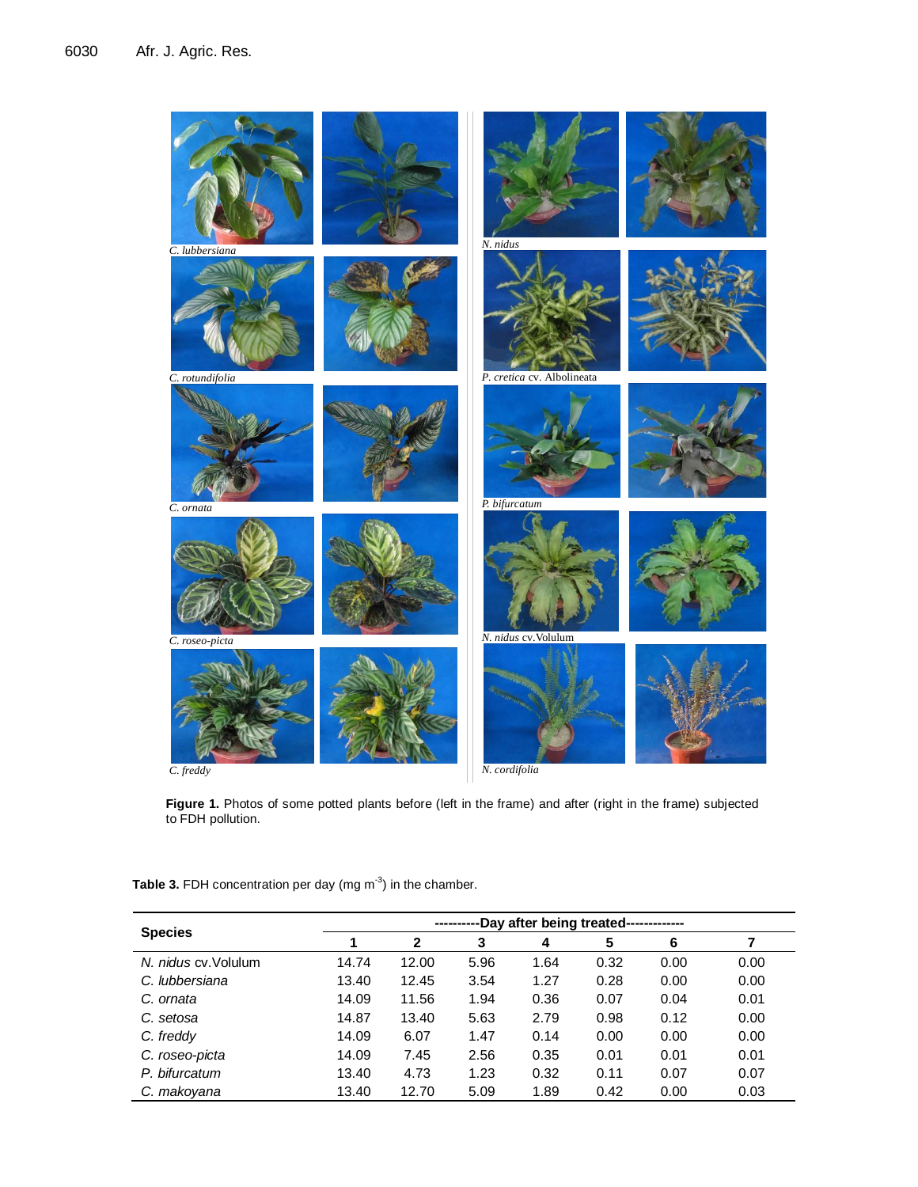C. lubbersiana

C. rotundifolia

C. ornata

C. roseo-picta

C. freddy

N. nidus

P. cretica cv. Albolineata

P. bifurcatum

N. nidus cv.Volulum

N. cordifolia

**Figure 1.** Photos of some potted plants before (left in the frame) and after (right in the frame) subjected to FDH pollution.

**Table 3.** FDH concentration per day (mg $m^{-3}$) in the chamber.

| Species | ----------Day after being treated------------ | | | | | | |
|---|---|---|---|---|---|---|---|
| | 1 | 2 | 3 | 4 | 5 | 6 | 7 |
| *N. nidus* cv.Volulum | 14.74 | 12.00 | 5.96 | 1.64 | 0.32 | 0.00 | 0.00 |
| *C. lubbersiana* | 13.40 | 12.45 | 3.54 | 1.27 | 0.28 | 0.00 | 0.00 |
| *C. ornata* | 14.09 | 11.56 | 1.94 | 0.36 | 0.07 | 0.04 | 0.01 |
| *C. setosa* | 14.87 | 13.40 | 5.63 | 2.79 | 0.98 | 0.12 | 0.00 |
| *C. freddy* | 14.09 | 6.07 | 1.47 | 0.14 | 0.00 | 0.00 | 0.00 |
| *C. roseo-picta* | 14.09 | 7.45 | 2.56 | 0.35 | 0.01 | 0.01 | 0.01 |
| *P. bifurcatum* | 13.40 | 4.73 | 1.23 | 0.32 | 0.11 | 0.07 | 0.07 |
| *C. makoyana* | 13.40 | 12.70 | 5.09 | 1.89 | 0.42 | 0.00 | 0.03 |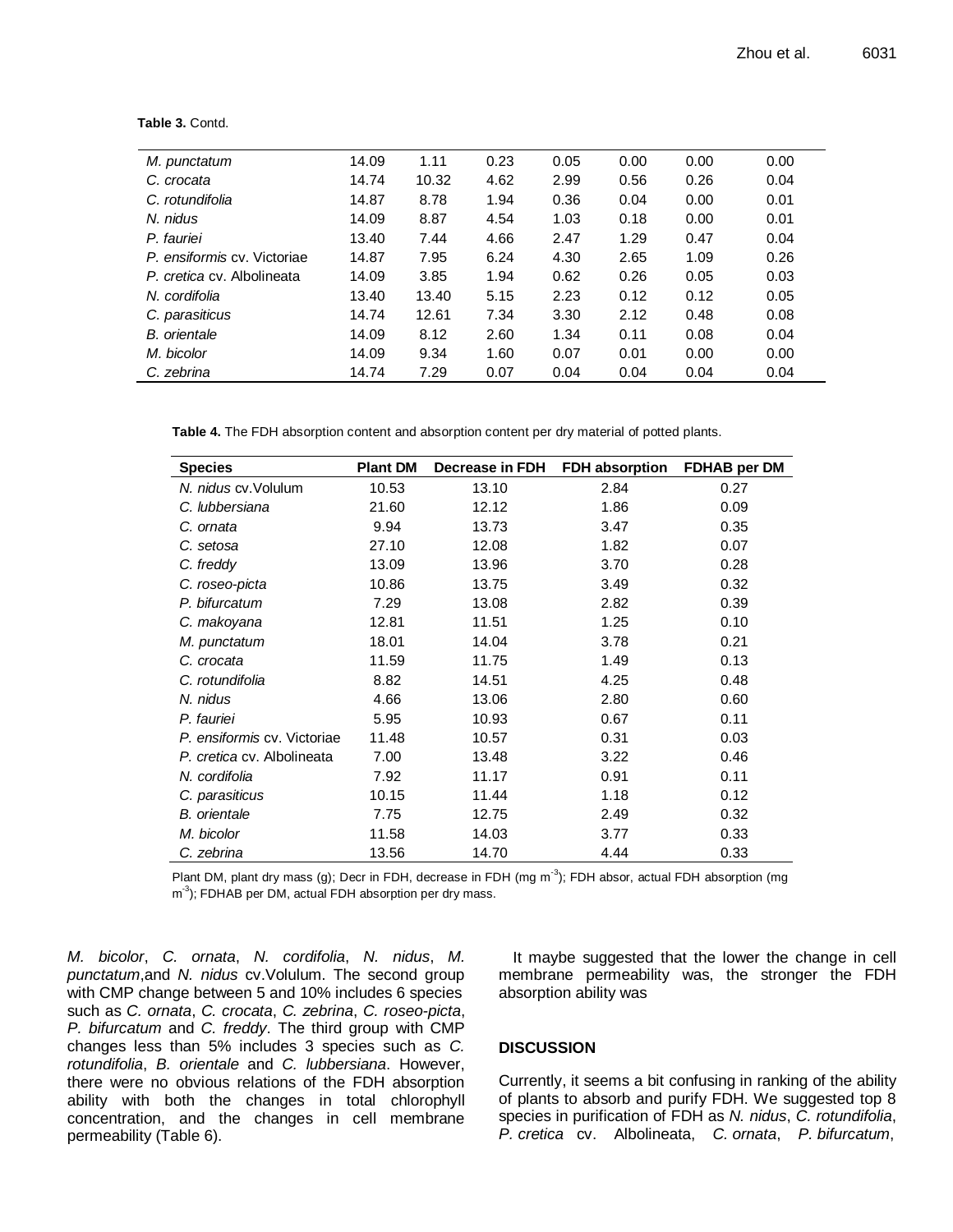**Table 3.** Contd.

| | | | | | | | |
|---|---|---|---|---|---|---|---|
| *M. punctatum* | 14.09 | 1.11 | 0.23 | 0.05 | 0.00 | 0.00 | 0.00 |
| *C. crocata* | 14.74 | 10.32 | 4.62 | 2.99 | 0.56 | 0.26 | 0.04 |
| *C. rotundifolia* | 14.87 | 8.78 | 1.94 | 0.36 | 0.04 | 0.00 | 0.01 |
| *N. nidus* | 14.09 | 8.87 | 4.54 | 1.03 | 0.18 | 0.00 | 0.01 |
| *P. fauriei* | 13.40 | 7.44 | 4.66 | 2.47 | 1.29 | 0.47 | 0.04 |
| *P. ensiformis* cv. Victoriae | 14.87 | 7.95 | 6.24 | 4.30 | 2.65 | 1.09 | 0.26 |
| *P. cretica* cv. Albolineata | 14.09 | 3.85 | 1.94 | 0.62 | 0.26 | 0.05 | 0.03 |
| *N. cordifolia* | 13.40 | 13.40 | 5.15 | 2.23 | 0.12 | 0.12 | 0.05 |
| *C. parasiticus* | 14.74 | 12.61 | 7.34 | 3.30 | 2.12 | 0.48 | 0.08 |
| *B. orientale* | 14.09 | 8.12 | 2.60 | 1.34 | 0.11 | 0.08 | 0.04 |
| *M. bicolor* | 14.09 | 9.34 | 1.60 | 0.07 | 0.01 | 0.00 | 0.00 |
| *C. zebrina* | 14.74 | 7.29 | 0.07 | 0.04 | 0.04 | 0.04 | 0.04 |

**Table 4.** The FDH absorption content and absorption content per dry material of potted plants.

| Species | Plant DM | Decrease in FDH | FDH absorption | FDHAB per DM |
|---|---|---|---|---|
| *N. nidus* cv.Volulum | 10.53 | 13.10 | 2.84 | 0.27 |
| *C. lubbersiana* | 21.60 | 12.12 | 1.86 | 0.09 |
| *C. ornata* | 9.94 | 13.73 | 3.47 | 0.35 |
| *C. setosa* | 27.10 | 12.08 | 1.82 | 0.07 |
| *C. freddy* | 13.09 | 13.96 | 3.70 | 0.28 |
| *C. roseo-picta* | 10.86 | 13.75 | 3.49 | 0.32 |
| *P. bifurcatum* | 7.29 | 13.08 | 2.82 | 0.39 |
| *C. makoyana* | 12.81 | 11.51 | 1.25 | 0.10 |
| *M. punctatum* | 18.01 | 14.04 | 3.78 | 0.21 |
| *C. crocata* | 11.59 | 11.75 | 1.49 | 0.13 |
| *C. rotundifolia* | 8.82 | 14.51 | 4.25 | 0.48 |
| *N. nidus* | 4.66 | 13.06 | 2.80 | 0.60 |
| *P. fauriei* | 5.95 | 10.93 | 0.67 | 0.11 |
| *P. ensiformis* cv. Victoriae | 11.48 | 10.57 | 0.31 | 0.03 |
| *P. cretica* cv. Albolineata | 7.00 | 13.48 | 3.22 | 0.46 |
| *N. cordifolia* | 7.92 | 11.17 | 0.91 | 0.11 |
| *C. parasiticus* | 10.15 | 11.44 | 1.18 | 0.12 |
| *B. orientale* | 7.75 | 12.75 | 2.49 | 0.32 |
| *M. bicolor* | 11.58 | 14.03 | 3.77 | 0.33 |
| *C. zebrina* | 13.56 | 14.70 | 4.44 | 0.33 |

Plant DM, plant dry mass (g); Decr in FDH, decrease in FDH (mg $m^{-3}$); FDH absor, actual FDH absorption (mg $m^{-3}$); FDHAB per DM, actual FDH absorption per dry mass.

*M. bicolor*, *C. ornata*, *N. cordifolia*, *N. nidus*, *M. punctatum*,and *N. nidus* cv.Volulum. The second group with CMP change between 5 and 10% includes 6 species such as *C. ornata*, *C. crocata*, *C. zebrina*, *C. roseo-picta*, *P. bifurcatum* and *C. freddy*. The third group with CMP changes less than 5% includes 3 species such as *C. rotundifolia*, *B. orientale* and *C. lubbersiana*. However, there were no obvious relations of the FDH absorption ability with both the changes in total chlorophyll concentration, and the changes in cell membrane permeability (Table 6).

It maybe suggested that the lower the change in cell membrane permeability was, the stronger the FDH absorption ability was

## DISCUSSION

Currently, it seems a bit confusing in ranking of the ability of plants to absorb and purify FDH. We suggested top 8 species in purification of FDH as *N. nidus*, *C. rotundifolia*, *P. cretica* cv. Albolineata, *C. ornata*, *P. bifurcatum*,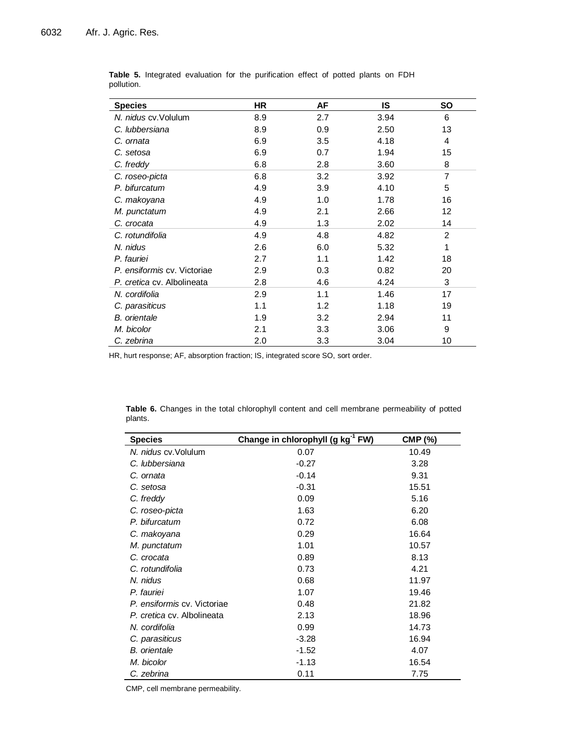**Table 5.** Integrated evaluation for the purification effect of potted plants on FDH pollution.

| Species | HR | AF | IS | SO |
|---|---|---|---|---|
| *N. nidus* cv.Volulum | 8.9 | 2.7 | 3.94 | 6 |
| *C. lubbersiana* | 8.9 | 0.9 | 2.50 | 13 |
| *C. ornata* | 6.9 | 3.5 | 4.18 | 4 |
| *C. setosa* | 6.9 | 0.7 | 1.94 | 15 |
| *C. freddy* | 6.8 | 2.8 | 3.60 | 8 |
| *C. roseo-picta* | 6.8 | 3.2 | 3.92 | 7 |
| *P. bifurcatum* | 4.9 | 3.9 | 4.10 | 5 |
| *C. makoyana* | 4.9 | 1.0 | 1.78 | 16 |
| *M. punctatum* | 4.9 | 2.1 | 2.66 | 12 |
| *C. crocata* | 4.9 | 1.3 | 2.02 | 14 |
| *C. rotundifolia* | 4.9 | 4.8 | 4.82 | 2 |
| *N. nidus* | 2.6 | 6.0 | 5.32 | 1 |
| *P. fauriei* | 2.7 | 1.1 | 1.42 | 18 |
| *P. ensiformis* cv. Victoriae | 2.9 | 0.3 | 0.82 | 20 |
| *P. cretica* cv. Albolineata | 2.8 | 4.6 | 4.24 | 3 |
| *N. cordifolia* | 2.9 | 1.1 | 1.46 | 17 |
| *C. parasiticus* | 1.1 | 1.2 | 1.18 | 19 |
| *B. orientale* | 1.9 | 3.2 | 2.94 | 11 |
| *M. bicolor* | 2.1 | 3.3 | 3.06 | 9 |
| *C. zebrina* | 2.0 | 3.3 | 3.04 | 10 |

HR, hurt response; AF, absorption fraction; IS, integrated score SO, sort order.

**Table 6.** Changes in the total chlorophyll content and cell membrane permeability of potted plants.

| Species | Change in chlorophyll (g $kg^{-1}$ FW) | CMP (%) |
|---|---|---|
| *N. nidus* cv.Volulum | 0.07 | 10.49 |
| *C. lubbersiana* | -0.27 | 3.28 |
| *C. ornata* | -0.14 | 9.31 |
| *C. setosa* | -0.31 | 15.51 |
| *C. freddy* | 0.09 | 5.16 |
| *C. roseo-picta* | 1.63 | 6.20 |
| *P. bifurcatum* | 0.72 | 6.08 |
| *C. makoyana* | 0.29 | 16.64 |
| *M. punctatum* | 1.01 | 10.57 |
| *C. crocata* | 0.89 | 8.13 |
| *C. rotundifolia* | 0.73 | 4.21 |
| *N. nidus* | 0.68 | 11.97 |
| *P. fauriei* | 1.07 | 19.46 |
| *P. ensiformis* cv. Victoriae | 0.48 | 21.82 |
| *P. cretica* cv. Albolineata | 2.13 | 18.96 |
| *N. cordifolia* | 0.99 | 14.73 |
| *C. parasiticus* | -3.28 | 16.94 |
| *B. orientale* | -1.52 | 4.07 |
| *M. bicolor* | -1.13 | 16.54 |
| *C. zebrina* | 0.11 | 7.75 |

CMP, cell membrane permeability.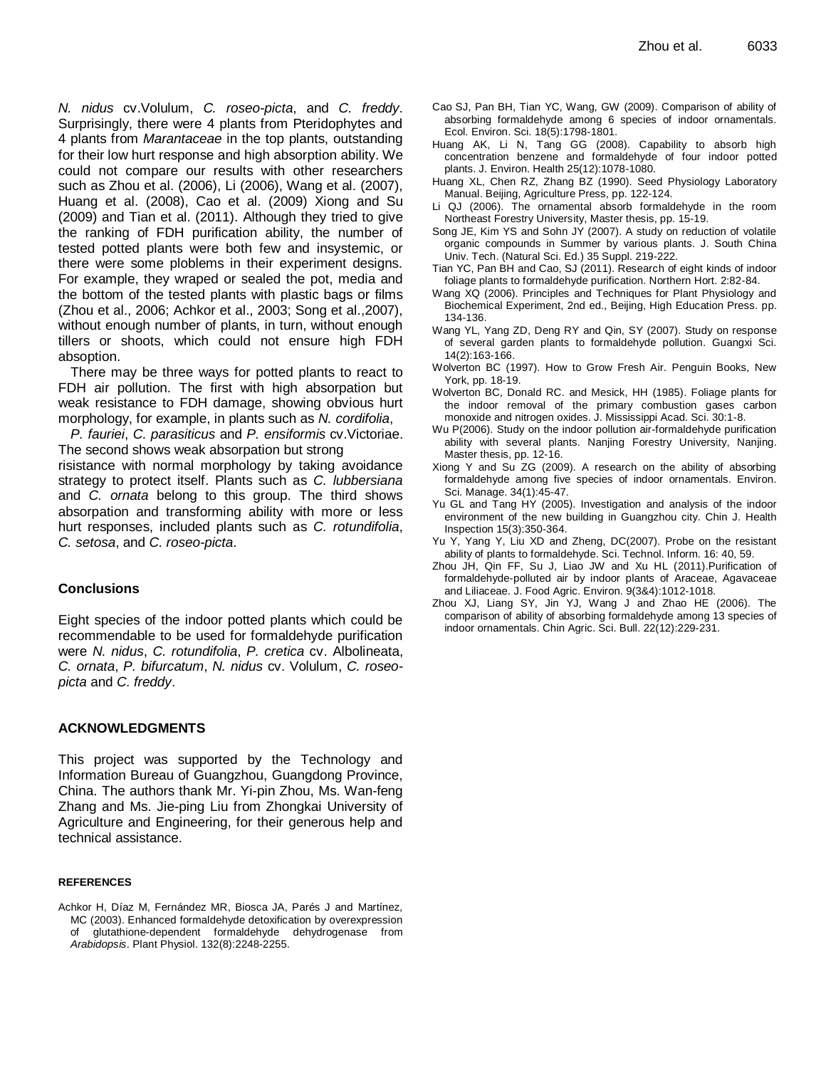*N. nidus* cv.Volulum, *C. roseo-picta*, and *C. freddy*. Surprisingly, there were 4 plants from Pteridophytes and 4 plants from *Marantaceae* in the top plants, outstanding for their low hurt response and high absorption ability. We could not compare our results with other researchers such as Zhou et al. (2006), Li (2006), Wang et al. (2007), Huang et al. (2008), Cao et al. (2009) Xiong and Su (2009) and Tian et al. (2011). Although they tried to give the ranking of FDH purification ability, the number of tested potted plants were both few and insystemic, or there were some ploblems in their experiment designs. For example, they wraped or sealed the pot, media and the bottom of the tested plants with plastic bags or films (Zhou et al., 2006; Achkor et al., 2003; Song et al.,2007), without enough number of plants, in turn, without enough tillers or shoots, which could not ensure high FDH absoption.

There may be three ways for potted plants to react to FDH air pollution. The first with high absorpation but weak resistance to FDH damage, showing obvious hurt morphology, for example, in plants such as *N. cordifolia*, *P. fauriei*, *C. parasiticus* and *P. ensiformis* cv.Victoriae. The second shows weak absorpation but strong risistance with normal morphology by taking avoidance strategy to protect itself. Plants such as *C. lubbersiana* and *C. ornata* belong to this group. The third shows absorpation and transforming ability with more or less hurt responses, included plants such as *C. rotundifolia*, *C. setosa*, and *C. roseo-picta*.

## Conclusions

Eight species of the indoor potted plants which could be recommendable to be used for formaldehyde purification were *N. nidus*, *C. rotundifolia*, *P. cretica* cv. Albolineata, *C. ornata*, *P. bifurcatum*, *N. nidus* cv. Volulum, *C. roseo-picta* and *C. freddy*.

## ACKNOWLEDGMENTS

This project was supported by the Technology and Information Bureau of Guangzhou, Guangdong Province, China. The authors thank Mr. Yi-pin Zhou, Ms. Wan-feng Zhang and Ms. Jie-ping Liu from Zhongkai University of Agriculture and Engineering, for their generous help and technical assistance.

## REFERENCES

Achkor H, Díaz M, Fernández MR, Biosca JA, Parés J and Martínez, MC (2003). Enhanced formaldehyde detoxification by overexpression of glutathione-dependent formaldehyde dehydrogenase from *Arabidopsis*. Plant Physiol. 132(8):2248-2255.

Cao SJ, Pan BH, Tian YC, Wang, GW (2009). Comparison of ability of absorbing formaldehyde among 6 species of indoor ornamentals. Ecol. Environ. Sci. 18(5):1798-1801.

Huang AK, Li N, Tang GG (2008). Capability to absorb high concentration benzene and formaldehyde of four indoor potted plants. J. Environ. Health 25(12):1078-1080.

Huang XL, Chen RZ, Zhang BZ (1990). Seed Physiology Laboratory Manual. Beijing, Agriculture Press, pp. 122-124.

Li QJ (2006). The ornamental absorb formaldehyde in the room Northeast Forestry University, Master thesis, pp. 15-19.

Song JE, Kim YS and Sohn JY (2007). A study on reduction of volatile organic compounds in Summer by various plants. J. South China Univ. Tech. (Natural Sci. Ed.) 35 Suppl. 219-222.

Tian YC, Pan BH and Cao, SJ (2011). Research of eight kinds of indoor foliage plants to formaldehyde purification. Northern Hort. 2:82-84.

Wang XQ (2006). Principles and Techniques for Plant Physiology and Biochemical Experiment, 2nd ed., Beijing, High Education Press. pp. 134-136.

Wang YL, Yang ZD, Deng RY and Qin, SY (2007). Study on response of several garden plants to formaldehyde pollution. Guangxi Sci. 14(2):163-166.

Wolverton BC (1997). How to Grow Fresh Air. Penguin Books, New York, pp. 18-19.

Wolverton BC, Donald RC. and Mesick, HH (1985). Foliage plants for the indoor removal of the primary combustion gases carbon monoxide and nitrogen oxides. J. Mississippi Acad. Sci. 30:1-8.

Wu P(2006). Study on the indoor pollution air-formaldehyde purification ability with several plants. Nanjing Forestry University, Nanjing. Master thesis, pp. 12-16.

Xiong Y and Su ZG (2009). A research on the ability of absorbing formaldehyde among five species of indoor ornamentals. Environ. Sci. Manage. 34(1):45-47.

Yu GL and Tang HY (2005). Investigation and analysis of the indoor environment of the new building in Guangzhou city. Chin J. Health Inspection 15(3):350-364.

Yu Y, Yang Y, Liu XD and Zheng, DC(2007). Probe on the resistant ability of plants to formaldehyde. Sci. Technol. Inform. 16: 40, 59.

Zhou JH, Qin FF, Su J, Liao JW and Xu HL (2011).Purification of formaldehyde-polluted air by indoor plants of Araceae, Agavaceae and Liliaceae. J. Food Agric. Environ. 9(3&4):1012-1018.

Zhou XJ, Liang SY, Jin YJ, Wang J and Zhao HE (2006). The comparison of ability of absorbing formaldehyde among 13 species of indoor ornamentals. Chin Agric. Sci. Bull. 22(12):229-231.